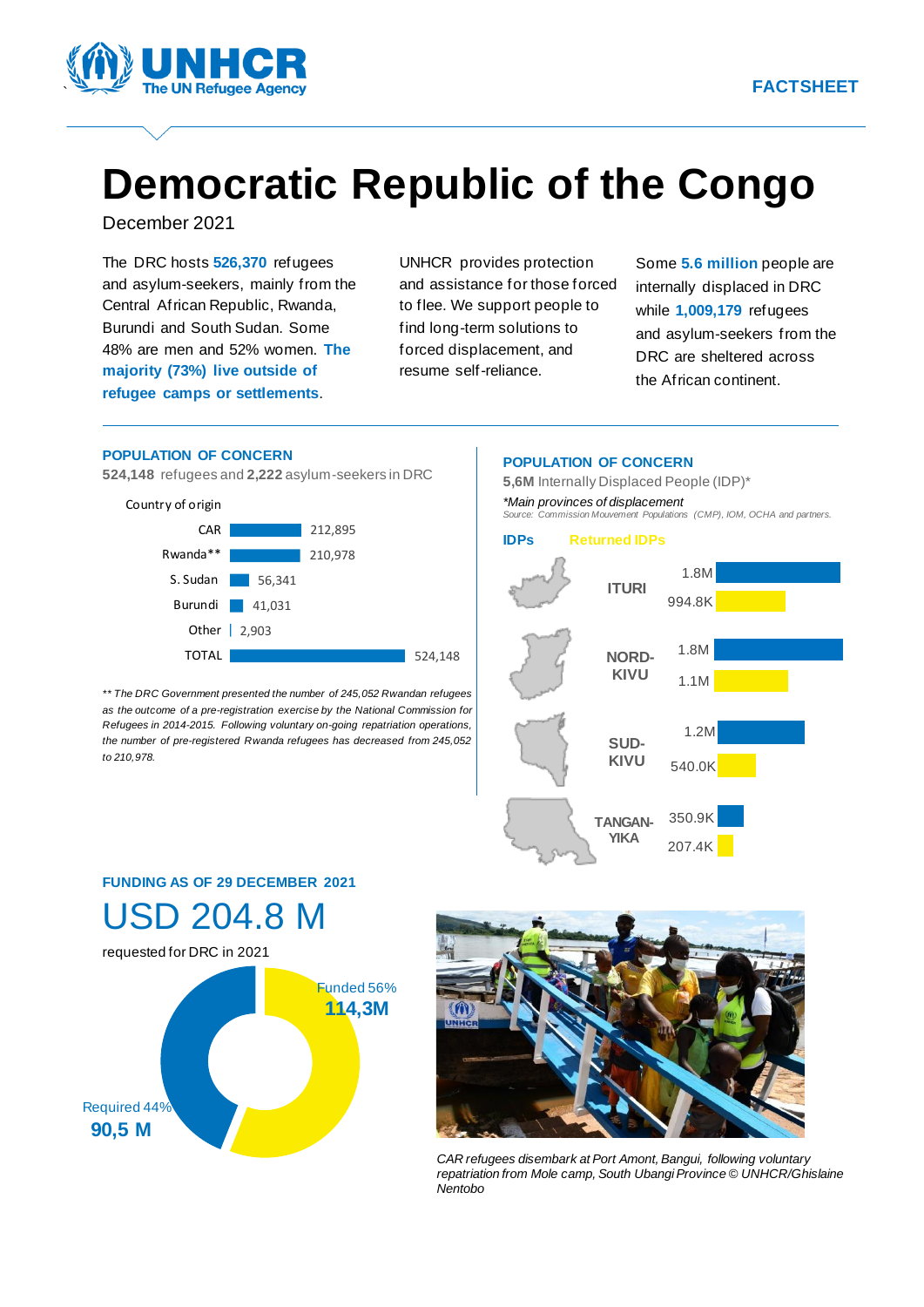FACTSHEET

# Democratic Republic of the Congo

December 2021

The DRC hosts **526,370** refugees and asylum-seekers, mainly from the Central African Republic, Rwanda, Burundi and South Sudan. Some 48% are men and 52% women. **The majority (73%) live outside of refugee camps or settlements**.

UNHCR provides protection and assistance for those forced to flee. We support people to find long-term solutions to forced displacement, and resume self-reliance.

Some **5.6 million** people are internally displaced in DRC while **1,009,179** refugees and asylum-seekers from the DRC are sheltered across the African continent.

## POPULATION OF CONCERN

**524,148** refugees and **2,222** asylum-seekers in DRC

| Country of origin | |
|---|---|
| CAR | 212,895 |
| Rwanda** | 210,978 |
| S. Sudan | 56,341 |
| Burundi | 41,031 |
| Other | 2,903 |
| TOTAL | 524,148 |

*** The DRC Government presented the number of 245,052 Rwandan refugees as the outcome of a pre-registration exercise by the National Commission for Refugees in 2014-2015. Following voluntary on-going repatriation operations, the number of pre-registered Rwanda refugees has decreased from 245,052 to 210,978.*

## POPULATION OF CONCERN

**5,6M** Internally Displaced People (IDP)*

**Main provinces of displacement*

*Source: Commission Mouvement Populations (CMP), IOM, OCHA and partners.*

| Province | IDPs | Returned IDPs |
|---|---|---|
| ITURI | 1.8M | 994.8K |
| NORD-KIVU | 1.8M | 1.1M |
| SUD-KIVU | 1.2M | 540.0K |
| TANGANYIKA | 350.9K | 207.4K |

## FUNDING AS OF 29 DECEMBER 2021

USD 204.8 M

requested for DRC in 2021

- Funded 56% — **114,3M**
- Required 44% — **90,5 M**

*CAR refugees disembark at Port Amont, Bangui, following voluntary repatriation from Mole camp, South Ubangi Province © UNHCR/Ghislaine Nentobo*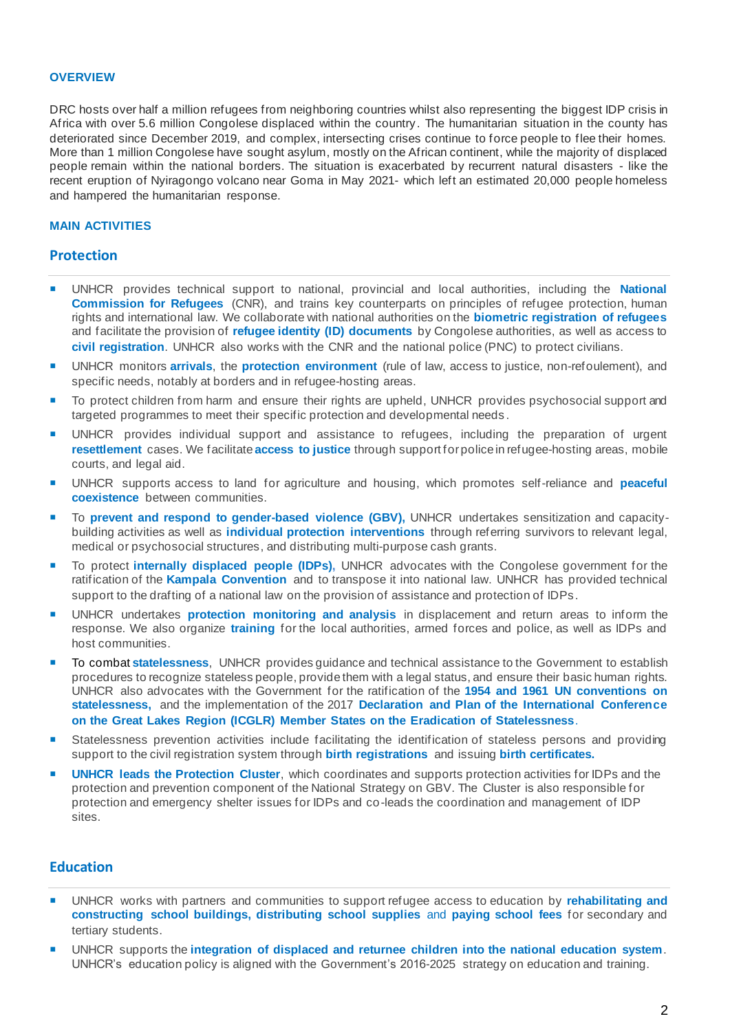## OVERVIEW

DRC hosts over half a million refugees from neighboring countries whilst also representing the biggest IDP crisis in Africa with over 5.6 million Congolese displaced within the country. The humanitarian situation in the county has deteriorated since December 2019, and complex, intersecting crises continue to force people to flee their homes. More than 1 million Congolese have sought asylum, mostly on the African continent, while the majority of displaced people remain within the national borders. The situation is exacerbated by recurrent natural disasters - like the recent eruption of Nyiragongo volcano near Goma in May 2021- which left an estimated 20,000 people homeless and hampered the humanitarian response.

## MAIN ACTIVITIES

### Protection

- UNHCR provides technical support to national, provincial and local authorities, including the **National Commission for Refugees** (CNR), and trains key counterparts on principles of refugee protection, human rights and international law. We collaborate with national authorities on the **biometric registration of refugees** and facilitate the provision of **refugee identity (ID) documents** by Congolese authorities, as well as access to **civil registration**. UNHCR also works with the CNR and the national police (PNC) to protect civilians.
- UNHCR monitors **arrivals**, the **protection environment** (rule of law, access to justice, non-refoulement), and specific needs, notably at borders and in refugee-hosting areas.
- To protect children from harm and ensure their rights are upheld, UNHCR provides psychosocial support and targeted programmes to meet their specific protection and developmental needs.
- UNHCR provides individual support and assistance to refugees, including the preparation of urgent **resettlement** cases. We facilitate **access to justice** through support for police in refugee-hosting areas, mobile courts, and legal aid.
- UNHCR supports access to land for agriculture and housing, which promotes self-reliance and **peaceful coexistence** between communities.
- To **prevent and respond to gender-based violence (GBV),** UNHCR undertakes sensitization and capacity-building activities as well as **individual protection interventions** through referring survivors to relevant legal, medical or psychosocial structures, and distributing multi-purpose cash grants.
- To protect **internally displaced people (IDPs)**, UNHCR advocates with the Congolese government for the ratification of the **Kampala Convention** and to transpose it into national law. UNHCR has provided technical support to the drafting of a national law on the provision of assistance and protection of IDPs.
- UNHCR undertakes **protection monitoring and analysis** in displacement and return areas to inform the response. We also organize **training** for the local authorities, armed forces and police, as well as IDPs and host communities.
- To combat **statelessness**, UNHCR provides guidance and technical assistance to the Government to establish procedures to recognize stateless people, provide them with a legal status, and ensure their basic human rights. UNHCR also advocates with the Government for the ratification of the **1954 and 1961 UN conventions on statelessness,** and the implementation of the 2017 **Declaration and Plan of the International Conference on the Great Lakes Region (ICGLR) Member States on the Eradication of Statelessness**.
- Statelessness prevention activities include facilitating the identification of stateless persons and providing support to the civil registration system through **birth registrations** and issuing **birth certificates.**
- **UNHCR leads the Protection Cluster**, which coordinates and supports protection activities for IDPs and the protection and prevention component of the National Strategy on GBV. The Cluster is also responsible for protection and emergency shelter issues for IDPs and co-leads the coordination and management of IDP sites.

### Education

- UNHCR works with partners and communities to support refugee access to education by **rehabilitating and constructing school buildings, distributing school supplies** and **paying school fees** for secondary and tertiary students.
- UNHCR supports the **integration of displaced and returnee children into the national education system**. UNHCR's education policy is aligned with the Government's 2016-2025 strategy on education and training.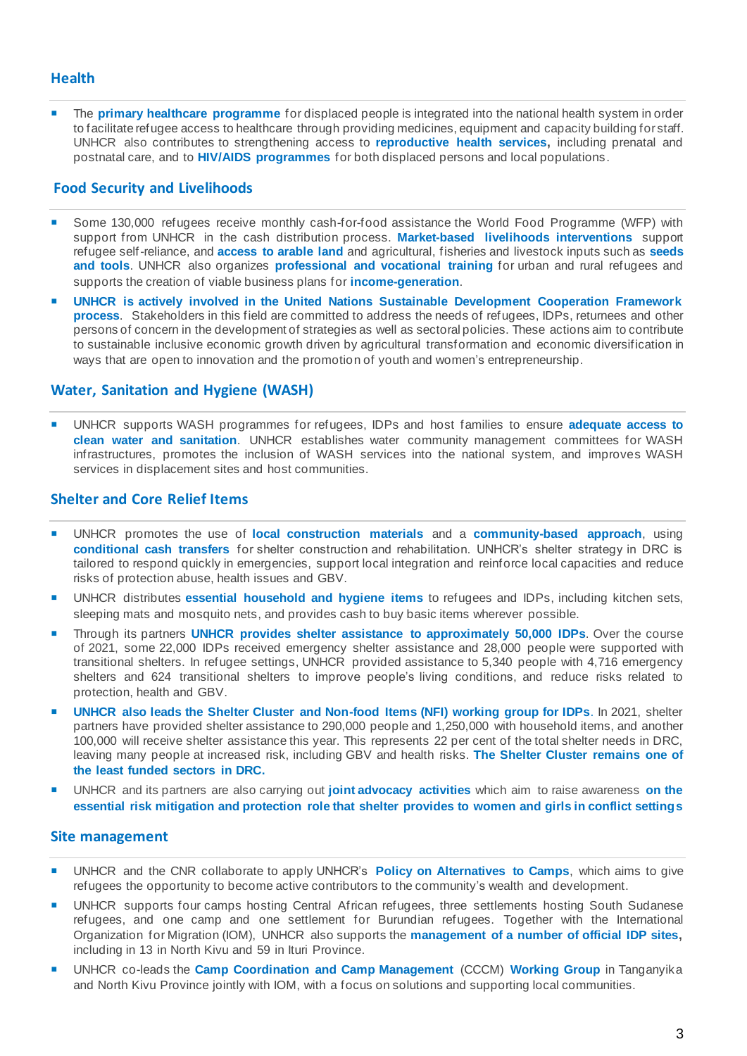## Health

- The **primary healthcare programme** for displaced people is integrated into the national health system in order to facilitate refugee access to healthcare through providing medicines, equipment and capacity building for staff. UNHCR also contributes to strengthening access to **reproductive health services,** including prenatal and postnatal care, and to **HIV/AIDS programmes** for both displaced persons and local populations.

## Food Security and Livelihoods

- Some 130,000 refugees receive monthly cash-for-food assistance the World Food Programme (WFP) with support from UNHCR in the cash distribution process. **Market-based livelihoods interventions** support refugee self-reliance, and **access to arable land** and agricultural, fisheries and livestock inputs such as **seeds and tools**. UNHCR also organizes **professional and vocational training** for urban and rural refugees and supports the creation of viable business plans for **income-generation**.
- **UNHCR is actively involved in the United Nations Sustainable Development Cooperation Framework process**. Stakeholders in this field are committed to address the needs of refugees, IDPs, returnees and other persons of concern in the development of strategies as well as sectoral policies. These actions aim to contribute to sustainable inclusive economic growth driven by agricultural transformation and economic diversification in ways that are open to innovation and the promotion of youth and women's entrepreneurship.

## Water, Sanitation and Hygiene (WASH)

- UNHCR supports WASH programmes for refugees, IDPs and host families to ensure **adequate access to clean water and sanitation**. UNHCR establishes water community management committees for WASH infrastructures, promotes the inclusion of WASH services into the national system, and improves WASH services in displacement sites and host communities.

## Shelter and Core Relief Items

- UNHCR promotes the use of **local construction materials** and a **community-based approach**, using **conditional cash transfers** for shelter construction and rehabilitation. UNHCR's shelter strategy in DRC is tailored to respond quickly in emergencies, support local integration and reinforce local capacities and reduce risks of protection abuse, health issues and GBV.
- UNHCR distributes **essential household and hygiene items** to refugees and IDPs, including kitchen sets, sleeping mats and mosquito nets, and provides cash to buy basic items wherever possible.
- Through its partners **UNHCR provides shelter assistance to approximately 50,000 IDPs**. Over the course of 2021, some 22,000 IDPs received emergency shelter assistance and 28,000 people were supported with transitional shelters. In refugee settings, UNHCR provided assistance to 5,340 people with 4,716 emergency shelters and 624 transitional shelters to improve people's living conditions, and reduce risks related to protection, health and GBV.
- **UNHCR also leads the Shelter Cluster and Non-food Items (NFI) working group for IDPs**. In 2021, shelter partners have provided shelter assistance to 290,000 people and 1,250,000 with household items, and another 100,000 will receive shelter assistance this year. This represents 22 per cent of the total shelter needs in DRC, leaving many people at increased risk, including GBV and health risks. **The Shelter Cluster remains one of the least funded sectors in DRC.**
- UNHCR and its partners are also carrying out **joint advocacy activities** which aim to raise awareness **on the essential risk mitigation and protection role that shelter provides to women and girls in conflict settings**

## Site management

- UNHCR and the CNR collaborate to apply UNHCR's **Policy on Alternatives to Camps**, which aims to give refugees the opportunity to become active contributors to the community's wealth and development.
- UNHCR supports four camps hosting Central African refugees, three settlements hosting South Sudanese refugees, and one camp and one settlement for Burundian refugees. Together with the International Organization for Migration (IOM), UNHCR also supports the **management of a number of official IDP sites,** including in 13 in North Kivu and 59 in Ituri Province.
- UNHCR co-leads the **Camp Coordination and Camp Management** (CCCM) **Working Group** in Tanganyika and North Kivu Province jointly with IOM, with a focus on solutions and supporting local communities.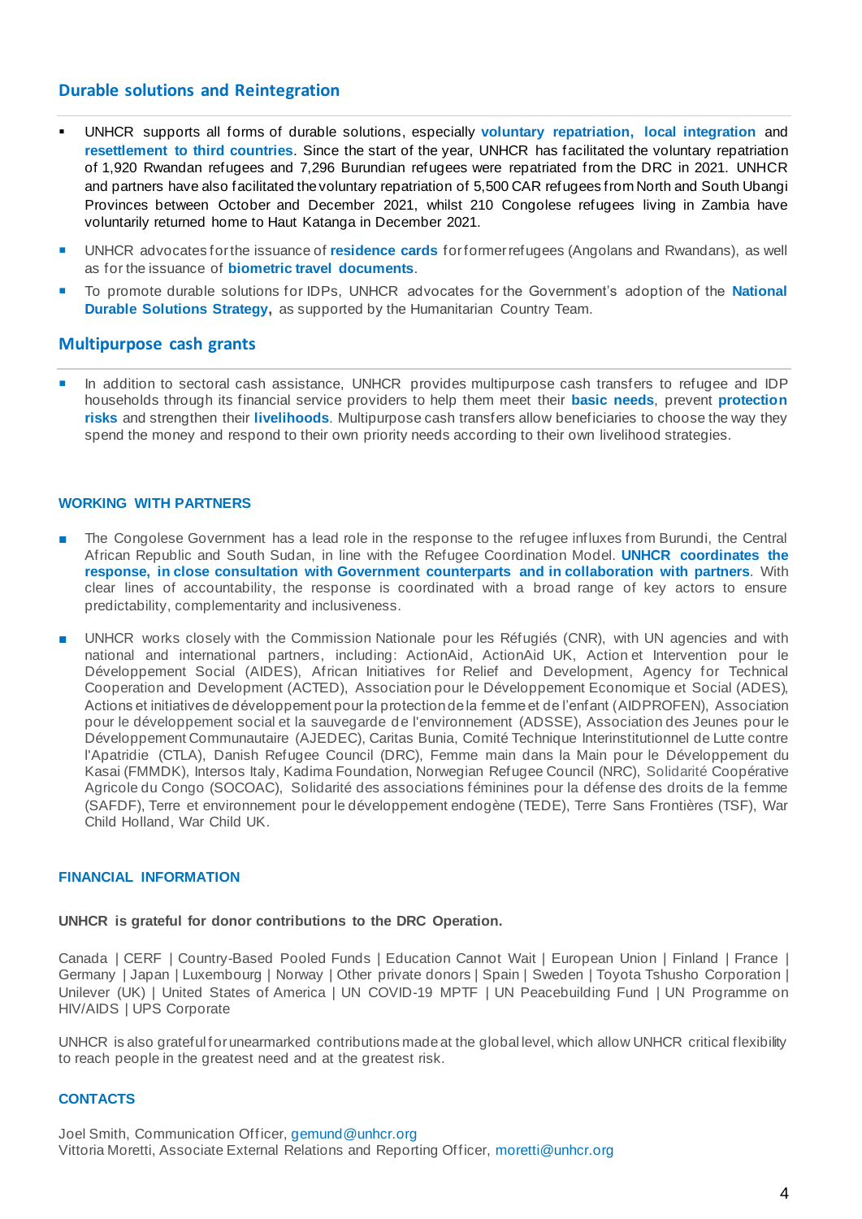## Durable solutions and Reintegration

- UNHCR supports all forms of durable solutions, especially **voluntary repatriation, local integration** and **resettlement to third countries**. Since the start of the year, UNHCR has facilitated the voluntary repatriation of 1,920 Rwandan refugees and 7,296 Burundian refugees were repatriated from the DRC in 2021. UNHCR and partners have also facilitated the voluntary repatriation of 5,500 CAR refugees from North and South Ubangi Provinces between October and December 2021, whilst 210 Congolese refugees living in Zambia have voluntarily returned home to Haut Katanga in December 2021.
- UNHCR advocates for the issuance of **residence cards** for former refugees (Angolans and Rwandans), as well as for the issuance of **biometric travel documents**.
- To promote durable solutions for IDPs, UNHCR advocates for the Government's adoption of the **National Durable Solutions Strategy**, as supported by the Humanitarian Country Team.

## Multipurpose cash grants

- In addition to sectoral cash assistance, UNHCR provides multipurpose cash transfers to refugee and IDP households through its financial service providers to help them meet their **basic needs**, prevent **protection risks** and strengthen their **livelihoods**. Multipurpose cash transfers allow beneficiaries to choose the way they spend the money and respond to their own priority needs according to their own livelihood strategies.

## WORKING WITH PARTNERS

- The Congolese Government has a lead role in the response to the refugee influxes from Burundi, the Central African Republic and South Sudan, in line with the Refugee Coordination Model. **UNHCR coordinates the response, in close consultation with Government counterparts and in collaboration with partners**. With clear lines of accountability, the response is coordinated with a broad range of key actors to ensure predictability, complementarity and inclusiveness.
- UNHCR works closely with the Commission Nationale pour les Réfugiés (CNR), with UN agencies and with national and international partners, including: ActionAid, ActionAid UK, Action et Intervention pour le Développement Social (AIDES), African Initiatives for Relief and Development, Agency for Technical Cooperation and Development (ACTED), Association pour le Développement Economique et Social (ADES), Actions et initiatives de développement pour la protection de la femme et de l'enfant (AIDPROFEN), Association pour le développement social et la sauvegarde de l'environnement (ADSSE), Association des Jeunes pour le Développement Communautaire (AJEDEC), Caritas Bunia, Comité Technique Interinstitutionnel de Lutte contre l'Apatridie (CTLA), Danish Refugee Council (DRC), Femme main dans la Main pour le Développement du Kasai (FMMDK), Intersos Italy, Kadima Foundation, Norwegian Refugee Council (NRC), Solidarité Coopérative Agricole du Congo (SOCOAC), Solidarité des associations féminines pour la défense des droits de la femme (SAFDF), Terre et environnement pour le développement endogène (TEDE), Terre Sans Frontières (TSF), War Child Holland, War Child UK.

## FINANCIAL INFORMATION

**UNHCR is grateful for donor contributions to the DRC Operation.**

Canada | CERF | Country-Based Pooled Funds | Education Cannot Wait | European Union | Finland | France | Germany | Japan | Luxembourg | Norway | Other private donors | Spain | Sweden | Toyota Tshusho Corporation | Unilever (UK) | United States of America | UN COVID-19 MPTF | UN Peacebuilding Fund | UN Programme on HIV/AIDS | UPS Corporate

UNHCR is also grateful for unearmarked contributions made at the global level, which allow UNHCR critical flexibility to reach people in the greatest need and at the greatest risk.

## CONTACTS

Joel Smith, Communication Officer, gemund@unhcr.org
Vittoria Moretti, Associate External Relations and Reporting Officer, moretti@unhcr.org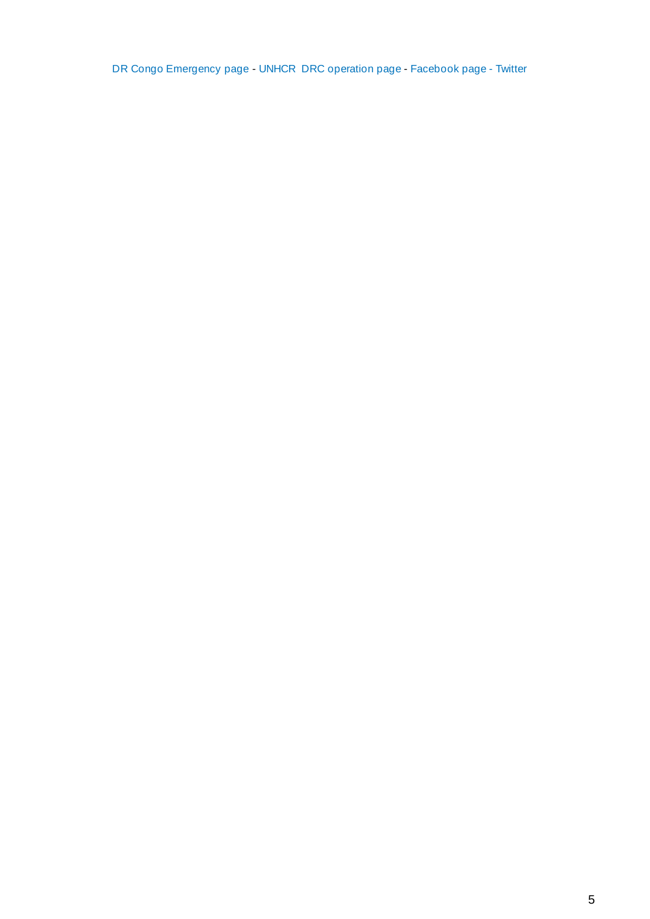DR Congo Emergency page - UNHCR DRC operation page - Facebook page - Twitter